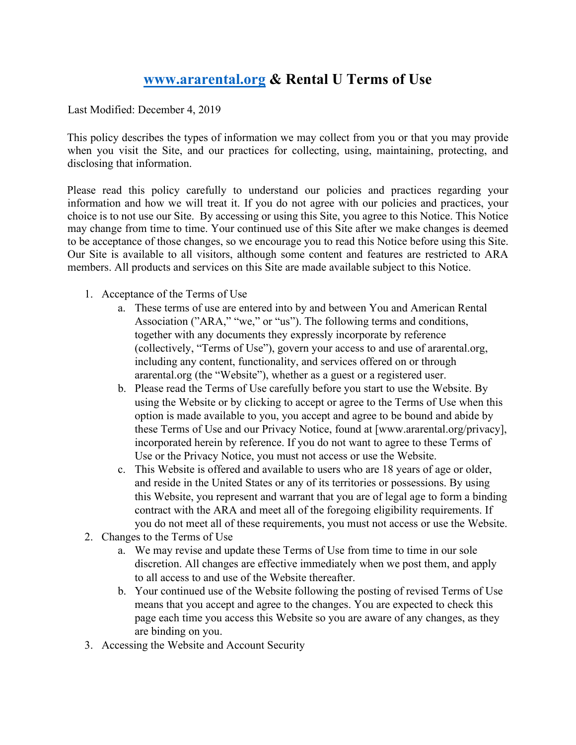# www.ararental.org & Rental U Terms of Use

Last Modified: December 4, 2019

This policy describes the types of information we may collect from you or that you may provide when you visit the Site, and our practices for collecting, using, maintaining, protecting, and disclosing that information.

Please read this policy carefully to understand our policies and practices regarding your information and how we will treat it. If you do not agree with our policies and practices, your choice is to not use our Site. By accessing or using this Site, you agree to this Notice. This Notice may change from time to time. Your continued use of this Site after we make changes is deemed to be acceptance of those changes, so we encourage you to read this Notice before using this Site. Our Site is available to all visitors, although some content and features are restricted to ARA members. All products and services on this Site are made available subject to this Notice.

1. Acceptance of the Terms of Use
    a. These terms of use are entered into by and between You and American Rental Association ("ARA," "we," or "us"). The following terms and conditions, together with any documents they expressly incorporate by reference (collectively, "Terms of Use"), govern your access to and use of ararental.org, including any content, functionality, and services offered on or through ararental.org (the "Website"), whether as a guest or a registered user.
    b. Please read the Terms of Use carefully before you start to use the Website. By using the Website or by clicking to accept or agree to the Terms of Use when this option is made available to you, you accept and agree to be bound and abide by these Terms of Use and our Privacy Notice, found at [www.ararental.org/privacy], incorporated herein by reference. If you do not want to agree to these Terms of Use or the Privacy Notice, you must not access or use the Website.
    c. This Website is offered and available to users who are 18 years of age or older, and reside in the United States or any of its territories or possessions. By using this Website, you represent and warrant that you are of legal age to form a binding contract with the ARA and meet all of the foregoing eligibility requirements. If you do not meet all of these requirements, you must not access or use the Website.
2. Changes to the Terms of Use
    a. We may revise and update these Terms of Use from time to time in our sole discretion. All changes are effective immediately when we post them, and apply to all access to and use of the Website thereafter.
    b. Your continued use of the Website following the posting of revised Terms of Use means that you accept and agree to the changes. You are expected to check this page each time you access this Website so you are aware of any changes, as they are binding on you.
3. Accessing the Website and Account Security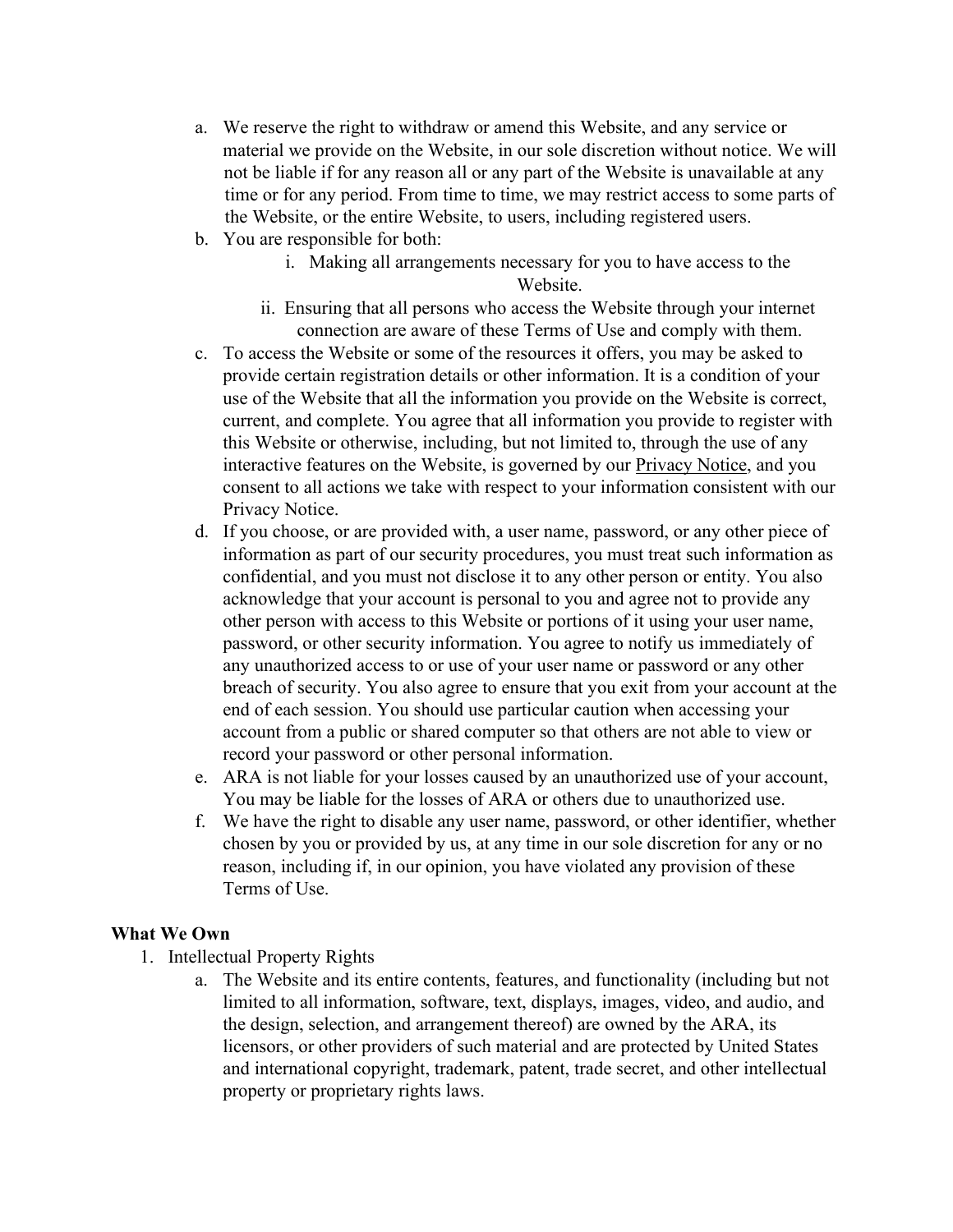a. We reserve the right to withdraw or amend this Website, and any service or material we provide on the Website, in our sole discretion without notice. We will not be liable if for any reason all or any part of the Website is unavailable at any time or for any period. From time to time, we may restrict access to some parts of the Website, or the entire Website, to users, including registered users.

b. You are responsible for both:

   i. Making all arrangements necessary for you to have access to the Website.

   ii. Ensuring that all persons who access the Website through your internet connection are aware of these Terms of Use and comply with them.

c. To access the Website or some of the resources it offers, you may be asked to provide certain registration details or other information. It is a condition of your use of the Website that all the information you provide on the Website is correct, current, and complete. You agree that all information you provide to register with this Website or otherwise, including, but not limited to, through the use of any interactive features on the Website, is governed by our Privacy Notice, and you consent to all actions we take with respect to your information consistent with our Privacy Notice.

d. If you choose, or are provided with, a user name, password, or any other piece of information as part of our security procedures, you must treat such information as confidential, and you must not disclose it to any other person or entity. You also acknowledge that your account is personal to you and agree not to provide any other person with access to this Website or portions of it using your user name, password, or other security information. You agree to notify us immediately of any unauthorized access to or use of your user name or password or any other breach of security. You also agree to ensure that you exit from your account at the end of each session. You should use particular caution when accessing your account from a public or shared computer so that others are not able to view or record your password or other personal information.

e. ARA is not liable for your losses caused by an unauthorized use of your account, You may be liable for the losses of ARA or others due to unauthorized use.

f. We have the right to disable any user name, password, or other identifier, whether chosen by you or provided by us, at any time in our sole discretion for any or no reason, including if, in our opinion, you have violated any provision of these Terms of Use.

**What We Own**

1. Intellectual Property Rights

   a. The Website and its entire contents, features, and functionality (including but not limited to all information, software, text, displays, images, video, and audio, and the design, selection, and arrangement thereof) are owned by the ARA, its licensors, or other providers of such material and are protected by United States and international copyright, trademark, patent, trade secret, and other intellectual property or proprietary rights laws.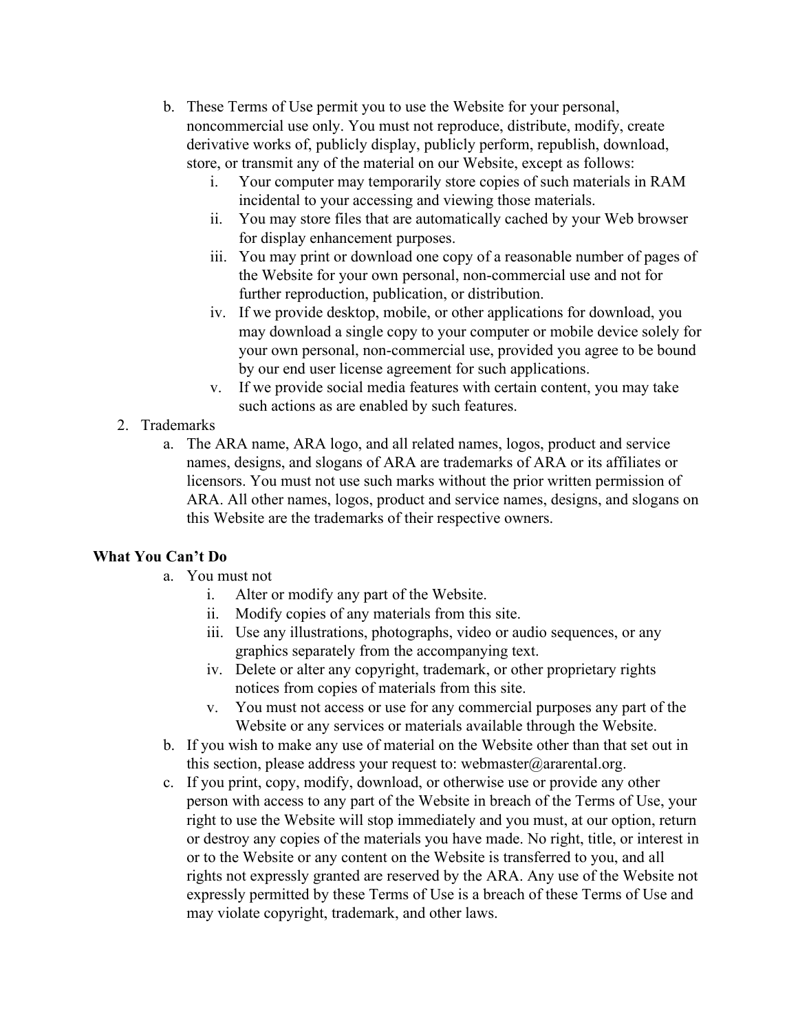b. These Terms of Use permit you to use the Website for your personal, noncommercial use only. You must not reproduce, distribute, modify, create derivative works of, publicly display, publicly perform, republish, download, store, or transmit any of the material on our Website, except as follows:
    i. Your computer may temporarily store copies of such materials in RAM incidental to your accessing and viewing those materials.
    ii. You may store files that are automatically cached by your Web browser for display enhancement purposes.
    iii. You may print or download one copy of a reasonable number of pages of the Website for your own personal, non-commercial use and not for further reproduction, publication, or distribution.
    iv. If we provide desktop, mobile, or other applications for download, you may download a single copy to your computer or mobile device solely for your own personal, non-commercial use, provided you agree to be bound by our end user license agreement for such applications.
    v. If we provide social media features with certain content, you may take such actions as are enabled by such features.

2. Trademarks
    a. The ARA name, ARA logo, and all related names, logos, product and service names, designs, and slogans of ARA are trademarks of ARA or its affiliates or licensors. You must not use such marks without the prior written permission of ARA. All other names, logos, product and service names, designs, and slogans on this Website are the trademarks of their respective owners.

**What You Can't Do**

a. You must not
    i. Alter or modify any part of the Website.
    ii. Modify copies of any materials from this site.
    iii. Use any illustrations, photographs, video or audio sequences, or any graphics separately from the accompanying text.
    iv. Delete or alter any copyright, trademark, or other proprietary rights notices from copies of materials from this site.
    v. You must not access or use for any commercial purposes any part of the Website or any services or materials available through the Website.

b. If you wish to make any use of material on the Website other than that set out in this section, please address your request to: webmaster@ararental.org.

c. If you print, copy, modify, download, or otherwise use or provide any other person with access to any part of the Website in breach of the Terms of Use, your right to use the Website will stop immediately and you must, at our option, return or destroy any copies of the materials you have made. No right, title, or interest in or to the Website or any content on the Website is transferred to you, and all rights not expressly granted are reserved by the ARA. Any use of the Website not expressly permitted by these Terms of Use is a breach of these Terms of Use and may violate copyright, trademark, and other laws.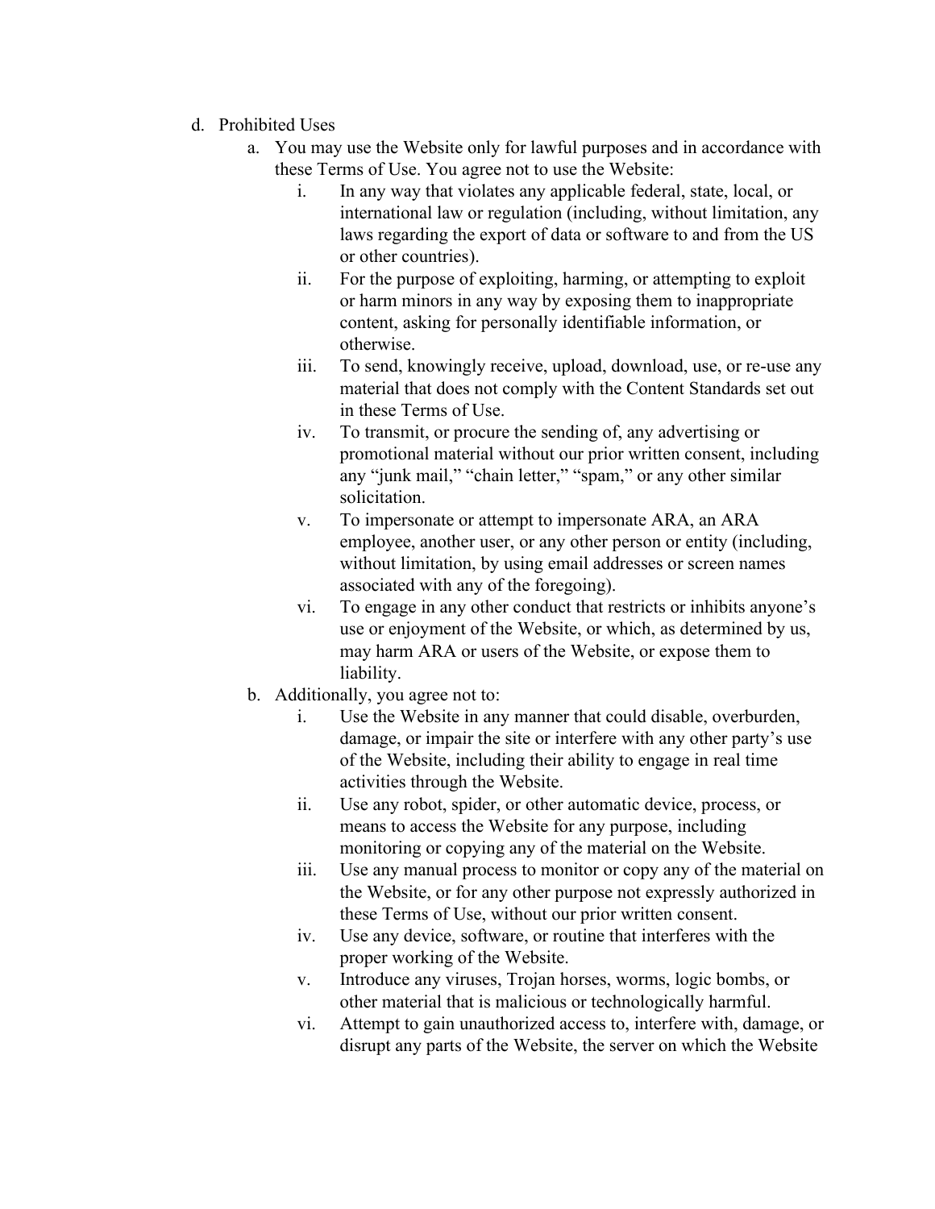d. Prohibited Uses
    a. You may use the Website only for lawful purposes and in accordance with these Terms of Use. You agree not to use the Website:
        i. In any way that violates any applicable federal, state, local, or international law or regulation (including, without limitation, any laws regarding the export of data or software to and from the US or other countries).
        ii. For the purpose of exploiting, harming, or attempting to exploit or harm minors in any way by exposing them to inappropriate content, asking for personally identifiable information, or otherwise.
        iii. To send, knowingly receive, upload, download, use, or re-use any material that does not comply with the Content Standards set out in these Terms of Use.
        iv. To transmit, or procure the sending of, any advertising or promotional material without our prior written consent, including any "junk mail," "chain letter," "spam," or any other similar solicitation.
        v. To impersonate or attempt to impersonate ARA, an ARA employee, another user, or any other person or entity (including, without limitation, by using email addresses or screen names associated with any of the foregoing).
        vi. To engage in any other conduct that restricts or inhibits anyone's use or enjoyment of the Website, or which, as determined by us, may harm ARA or users of the Website, or expose them to liability.
    b. Additionally, you agree not to:
        i. Use the Website in any manner that could disable, overburden, damage, or impair the site or interfere with any other party's use of the Website, including their ability to engage in real time activities through the Website.
        ii. Use any robot, spider, or other automatic device, process, or means to access the Website for any purpose, including monitoring or copying any of the material on the Website.
        iii. Use any manual process to monitor or copy any of the material on the Website, or for any other purpose not expressly authorized in these Terms of Use, without our prior written consent.
        iv. Use any device, software, or routine that interferes with the proper working of the Website.
        v. Introduce any viruses, Trojan horses, worms, logic bombs, or other material that is malicious or technologically harmful.
        vi. Attempt to gain unauthorized access to, interfere with, damage, or disrupt any parts of the Website, the server on which the Website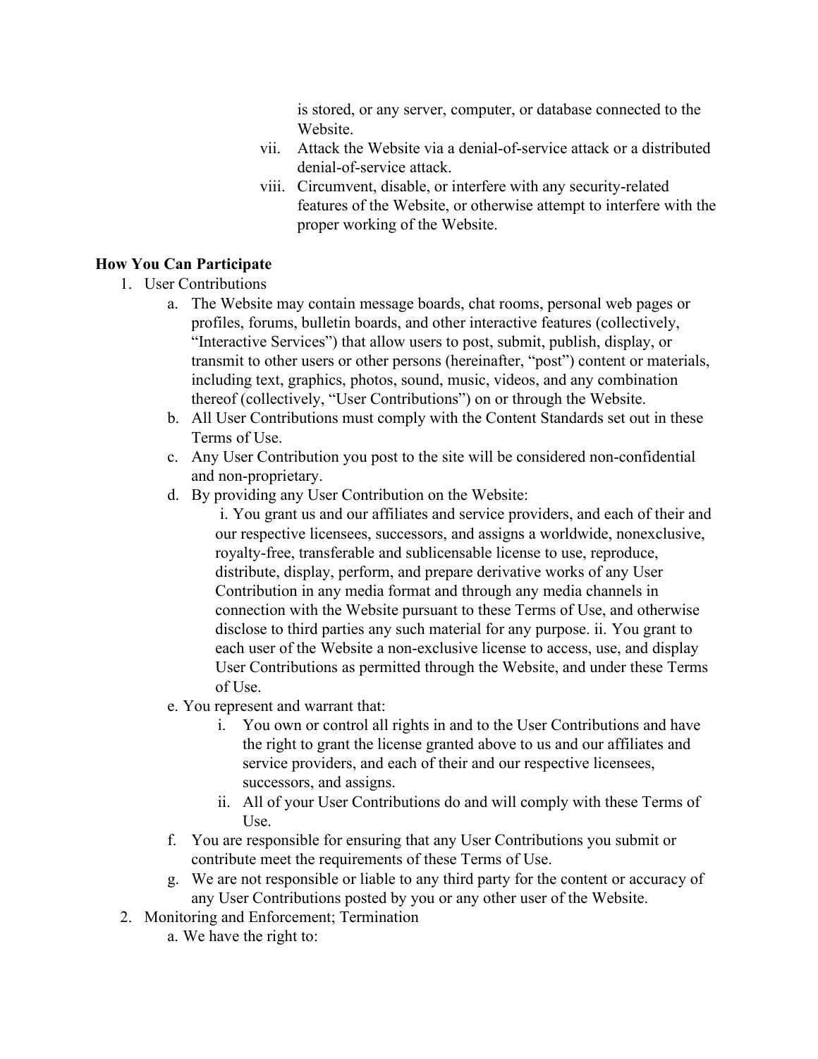is stored, or any server, computer, or database connected to the Website.

vii. Attack the Website via a denial-of-service attack or a distributed denial-of-service attack.

viii. Circumvent, disable, or interfere with any security-related features of the Website, or otherwise attempt to interfere with the proper working of the Website.

**How You Can Participate**

1. User Contributions
   a. The Website may contain message boards, chat rooms, personal web pages or profiles, forums, bulletin boards, and other interactive features (collectively, "Interactive Services") that allow users to post, submit, publish, display, or transmit to other users or other persons (hereinafter, "post") content or materials, including text, graphics, photos, sound, music, videos, and any combination thereof (collectively, "User Contributions") on or through the Website.
   b. All User Contributions must comply with the Content Standards set out in these Terms of Use.
   c. Any User Contribution you post to the site will be considered non-confidential and non-proprietary.
   d. By providing any User Contribution on the Website:
      i. You grant us and our affiliates and service providers, and each of their and our respective licensees, successors, and assigns a worldwide, nonexclusive, royalty-free, transferable and sublicensable license to use, reproduce, distribute, display, perform, and prepare derivative works of any User Contribution in any media format and through any media channels in connection with the Website pursuant to these Terms of Use, and otherwise disclose to third parties any such material for any purpose. ii. You grant to each user of the Website a non-exclusive license to access, use, and display User Contributions as permitted through the Website, and under these Terms of Use.
   e. You represent and warrant that:
      i. You own or control all rights in and to the User Contributions and have the right to grant the license granted above to us and our affiliates and service providers, and each of their and our respective licensees, successors, and assigns.
      ii. All of your User Contributions do and will comply with these Terms of Use.
   f. You are responsible for ensuring that any User Contributions you submit or contribute meet the requirements of these Terms of Use.
   g. We are not responsible or liable to any third party for the content or accuracy of any User Contributions posted by you or any other user of the Website.
2. Monitoring and Enforcement; Termination
   a. We have the right to: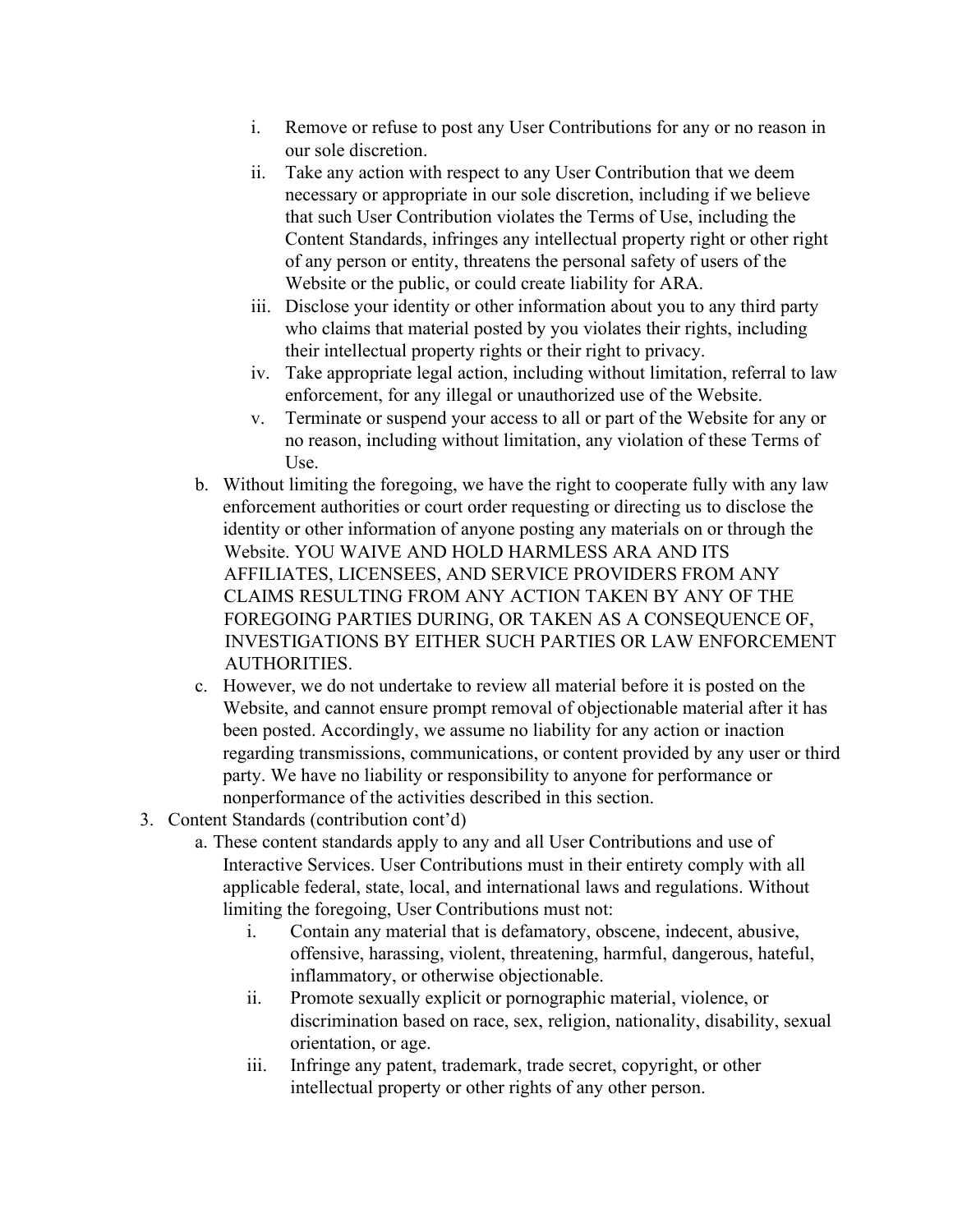i. Remove or refuse to post any User Contributions for any or no reason in our sole discretion.
   ii. Take any action with respect to any User Contribution that we deem necessary or appropriate in our sole discretion, including if we believe that such User Contribution violates the Terms of Use, including the Content Standards, infringes any intellectual property right or other right of any person or entity, threatens the personal safety of users of the Website or the public, or could create liability for ARA.
   iii. Disclose your identity or other information about you to any third party who claims that material posted by you violates their rights, including their intellectual property rights or their right to privacy.
   iv. Take appropriate legal action, including without limitation, referral to law enforcement, for any illegal or unauthorized use of the Website.
   v. Terminate or suspend your access to all or part of the Website for any or no reason, including without limitation, any violation of these Terms of Use.

b. Without limiting the foregoing, we have the right to cooperate fully with any law enforcement authorities or court order requesting or directing us to disclose the identity or other information of anyone posting any materials on or through the Website. YOU WAIVE AND HOLD HARMLESS ARA AND ITS AFFILIATES, LICENSEES, AND SERVICE PROVIDERS FROM ANY CLAIMS RESULTING FROM ANY ACTION TAKEN BY ANY OF THE FOREGOING PARTIES DURING, OR TAKEN AS A CONSEQUENCE OF, INVESTIGATIONS BY EITHER SUCH PARTIES OR LAW ENFORCEMENT AUTHORITIES.

c. However, we do not undertake to review all material before it is posted on the Website, and cannot ensure prompt removal of objectionable material after it has been posted. Accordingly, we assume no liability for any action or inaction regarding transmissions, communications, or content provided by any user or third party. We have no liability or responsibility to anyone for performance or nonperformance of the activities described in this section.

3. Content Standards (contribution cont'd)

   a. These content standards apply to any and all User Contributions and use of Interactive Services. User Contributions must in their entirety comply with all applicable federal, state, local, and international laws and regulations. Without limiting the foregoing, User Contributions must not:

      i. Contain any material that is defamatory, obscene, indecent, abusive, offensive, harassing, violent, threatening, harmful, dangerous, hateful, inflammatory, or otherwise objectionable.
      ii. Promote sexually explicit or pornographic material, violence, or discrimination based on race, sex, religion, nationality, disability, sexual orientation, or age.
      iii. Infringe any patent, trademark, trade secret, copyright, or other intellectual property or other rights of any other person.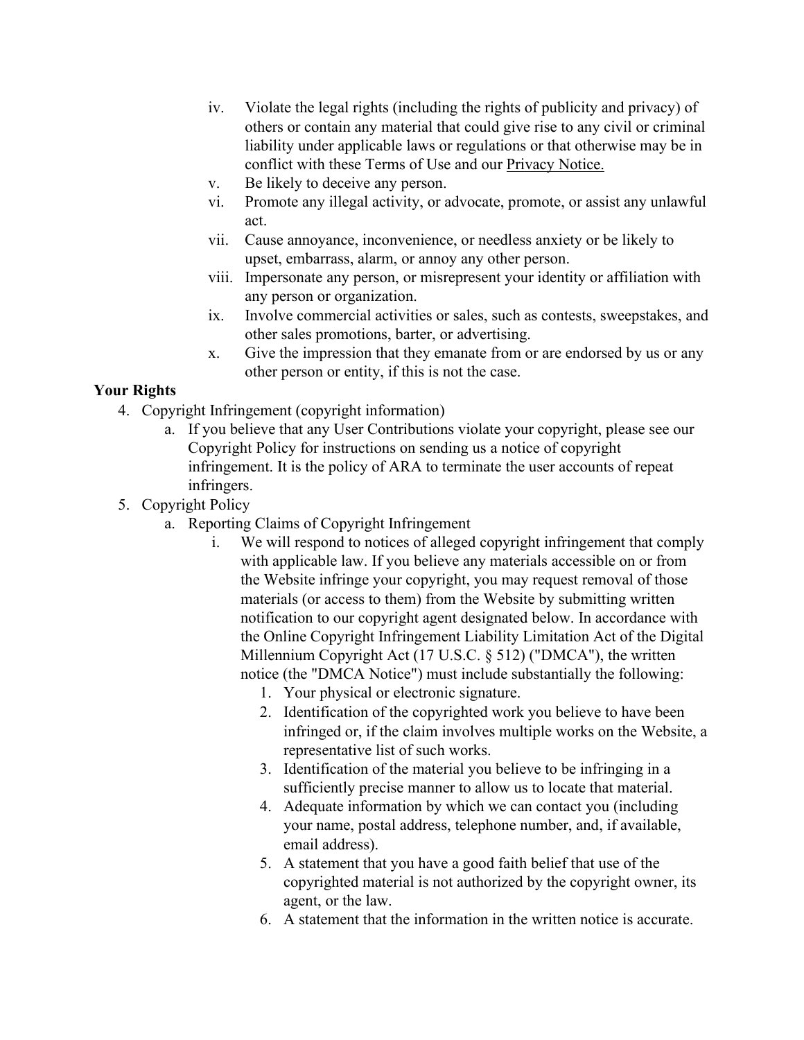iv. Violate the legal rights (including the rights of publicity and privacy) of others or contain any material that could give rise to any civil or criminal liability under applicable laws or regulations or that otherwise may be in conflict with these Terms of Use and our Privacy Notice.
    v. Be likely to deceive any person.
    vi. Promote any illegal activity, or advocate, promote, or assist any unlawful act.
    vii. Cause annoyance, inconvenience, or needless anxiety or be likely to upset, embarrass, alarm, or annoy any other person.
    viii. Impersonate any person, or misrepresent your identity or affiliation with any person or organization.
    ix. Involve commercial activities or sales, such as contests, sweepstakes, and other sales promotions, barter, or advertising.
    x. Give the impression that they emanate from or are endorsed by us or any other person or entity, if this is not the case.

**Your Rights**

4. Copyright Infringement (copyright information)
    a. If you believe that any User Contributions violate your copyright, please see our Copyright Policy for instructions on sending us a notice of copyright infringement. It is the policy of ARA to terminate the user accounts of repeat infringers.
5. Copyright Policy
    a. Reporting Claims of Copyright Infringement
        i. We will respond to notices of alleged copyright infringement that comply with applicable law. If you believe any materials accessible on or from the Website infringe your copyright, you may request removal of those materials (or access to them) from the Website by submitting written notification to our copyright agent designated below. In accordance with the Online Copyright Infringement Liability Limitation Act of the Digital Millennium Copyright Act (17 U.S.C. § 512) ("DMCA"), the written notice (the "DMCA Notice") must include substantially the following:
            1. Your physical or electronic signature.
            2. Identification of the copyrighted work you believe to have been infringed or, if the claim involves multiple works on the Website, a representative list of such works.
            3. Identification of the material you believe to be infringing in a sufficiently precise manner to allow us to locate that material.
            4. Adequate information by which we can contact you (including your name, postal address, telephone number, and, if available, email address).
            5. A statement that you have a good faith belief that use of the copyrighted material is not authorized by the copyright owner, its agent, or the law.
            6. A statement that the information in the written notice is accurate.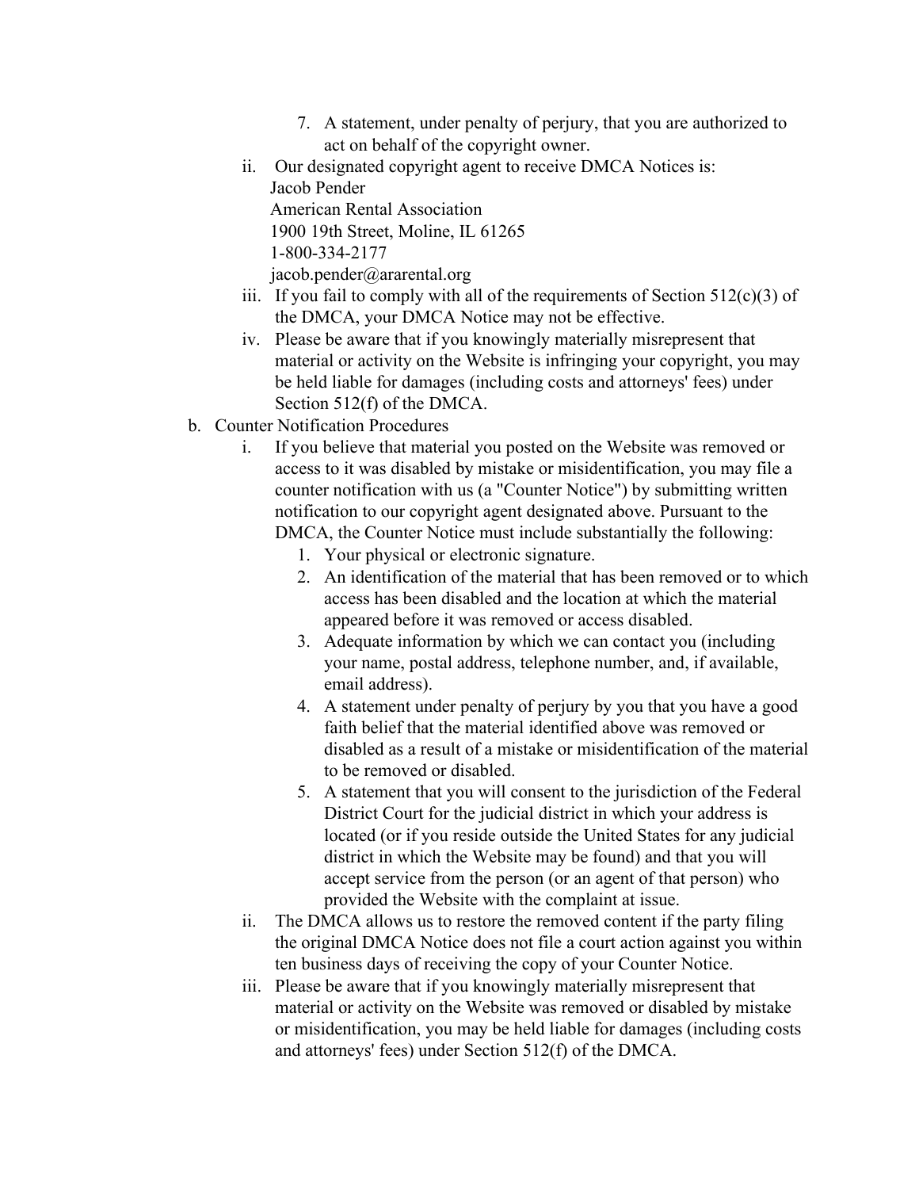7. A statement, under penalty of perjury, that you are authorized to act on behalf of the copyright owner.

ii. Our designated copyright agent to receive DMCA Notices is:
Jacob Pender
American Rental Association
1900 19th Street, Moline, IL 61265
1-800-334-2177
jacob.pender@ararental.org

iii. If you fail to comply with all of the requirements of Section 512(c)(3) of the DMCA, your DMCA Notice may not be effective.

iv. Please be aware that if you knowingly materially misrepresent that material or activity on the Website is infringing your copyright, you may be held liable for damages (including costs and attorneys' fees) under Section 512(f) of the DMCA.

b. Counter Notification Procedures

i. If you believe that material you posted on the Website was removed or access to it was disabled by mistake or misidentification, you may file a counter notification with us (a "Counter Notice") by submitting written notification to our copyright agent designated above. Pursuant to the DMCA, the Counter Notice must include substantially the following:

1. Your physical or electronic signature.
2. An identification of the material that has been removed or to which access has been disabled and the location at which the material appeared before it was removed or access disabled.
3. Adequate information by which we can contact you (including your name, postal address, telephone number, and, if available, email address).
4. A statement under penalty of perjury by you that you have a good faith belief that the material identified above was removed or disabled as a result of a mistake or misidentification of the material to be removed or disabled.
5. A statement that you will consent to the jurisdiction of the Federal District Court for the judicial district in which your address is located (or if you reside outside the United States for any judicial district in which the Website may be found) and that you will accept service from the person (or an agent of that person) who provided the Website with the complaint at issue.

ii. The DMCA allows us to restore the removed content if the party filing the original DMCA Notice does not file a court action against you within ten business days of receiving the copy of your Counter Notice.

iii. Please be aware that if you knowingly materially misrepresent that material or activity on the Website was removed or disabled by mistake or misidentification, you may be held liable for damages (including costs and attorneys' fees) under Section 512(f) of the DMCA.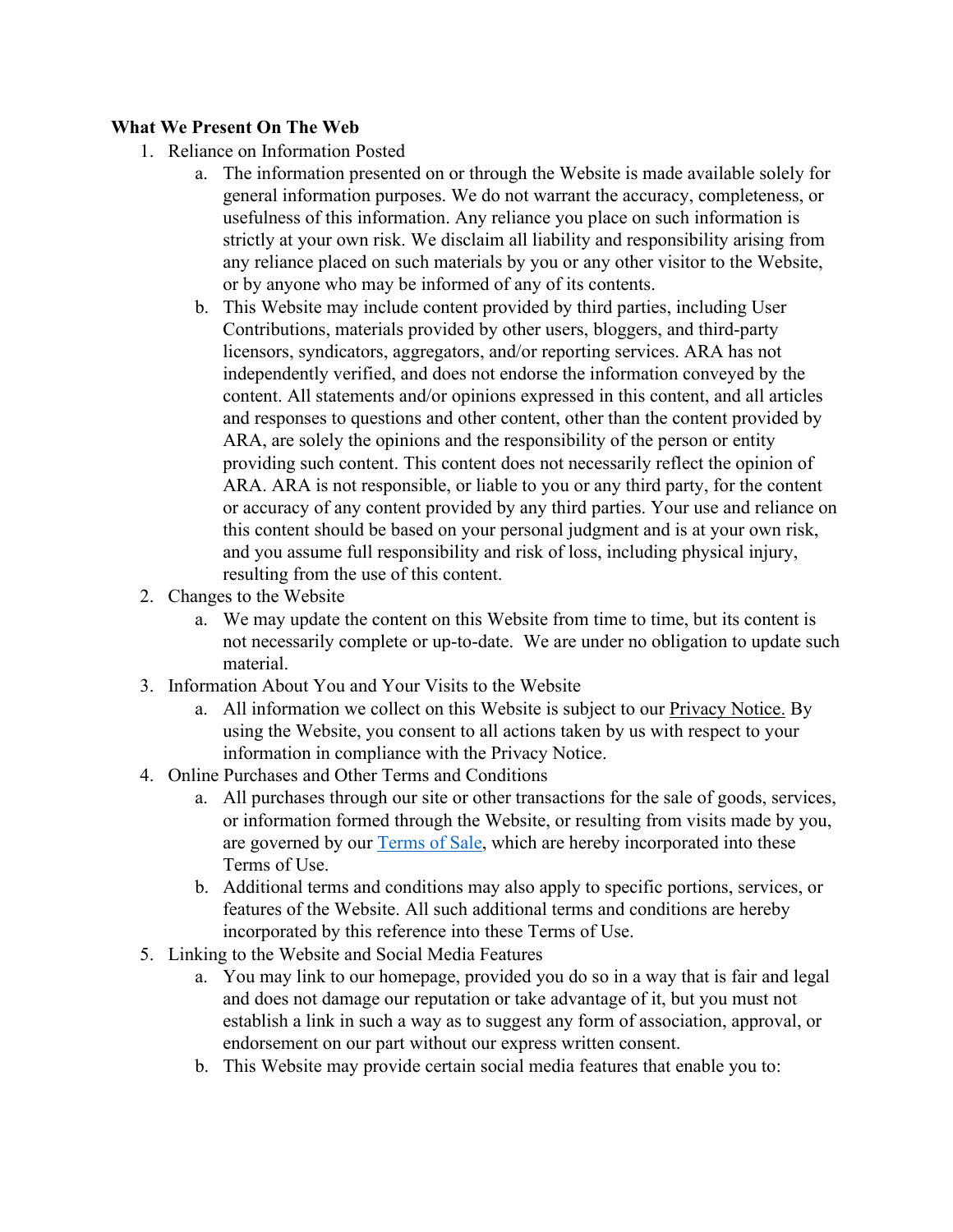**What We Present On The Web**

1. Reliance on Information Posted
    a. The information presented on or through the Website is made available solely for general information purposes. We do not warrant the accuracy, completeness, or usefulness of this information. Any reliance you place on such information is strictly at your own risk. We disclaim all liability and responsibility arising from any reliance placed on such materials by you or any other visitor to the Website, or by anyone who may be informed of any of its contents.
    b. This Website may include content provided by third parties, including User Contributions, materials provided by other users, bloggers, and third-party licensors, syndicators, aggregators, and/or reporting services. ARA has not independently verified, and does not endorse the information conveyed by the content. All statements and/or opinions expressed in this content, and all articles and responses to questions and other content, other than the content provided by ARA, are solely the opinions and the responsibility of the person or entity providing such content. This content does not necessarily reflect the opinion of ARA. ARA is not responsible, or liable to you or any third party, for the content or accuracy of any content provided by any third parties. Your use and reliance on this content should be based on your personal judgment and is at your own risk, and you assume full responsibility and risk of loss, including physical injury, resulting from the use of this content.
2. Changes to the Website
    a. We may update the content on this Website from time to time, but its content is not necessarily complete or up-to-date. We are under no obligation to update such material.
3. Information About You and Your Visits to the Website
    a. All information we collect on this Website is subject to our Privacy Notice. By using the Website, you consent to all actions taken by us with respect to your information in compliance with the Privacy Notice.
4. Online Purchases and Other Terms and Conditions
    a. All purchases through our site or other transactions for the sale of goods, services, or information formed through the Website, or resulting from visits made by you, are governed by our Terms of Sale, which are hereby incorporated into these Terms of Use.
    b. Additional terms and conditions may also apply to specific portions, services, or features of the Website. All such additional terms and conditions are hereby incorporated by this reference into these Terms of Use.
5. Linking to the Website and Social Media Features
    a. You may link to our homepage, provided you do so in a way that is fair and legal and does not damage our reputation or take advantage of it, but you must not establish a link in such a way as to suggest any form of association, approval, or endorsement on our part without our express written consent.
    b. This Website may provide certain social media features that enable you to: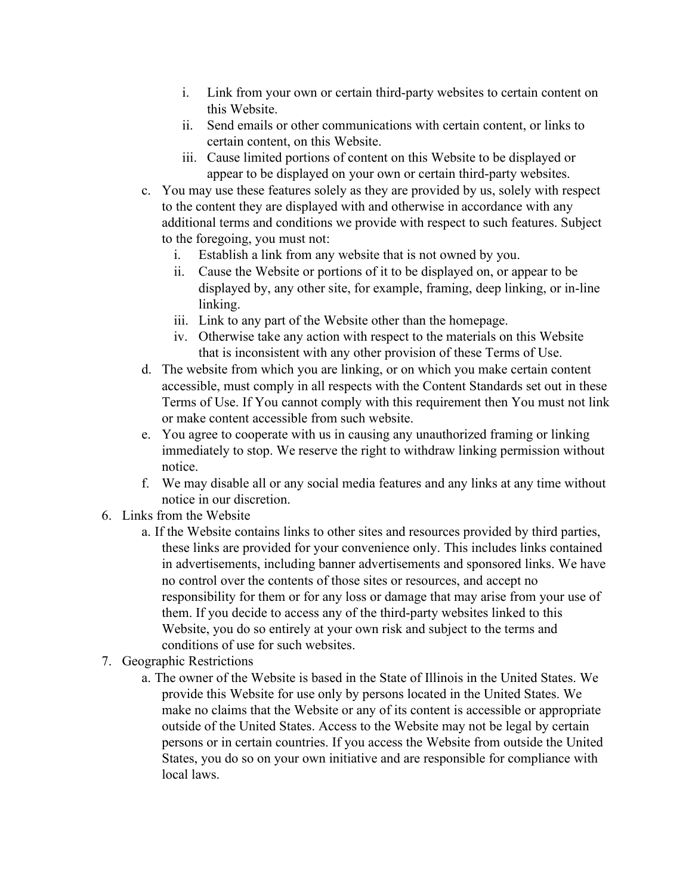i. Link from your own or certain third-party websites to certain content on this Website.
        ii. Send emails or other communications with certain content, or links to certain content, on this Website.
        iii. Cause limited portions of content on this Website to be displayed or appear to be displayed on your own or certain third-party websites.
    c. You may use these features solely as they are provided by us, solely with respect to the content they are displayed with and otherwise in accordance with any additional terms and conditions we provide with respect to such features. Subject to the foregoing, you must not:
        i. Establish a link from any website that is not owned by you.
        ii. Cause the Website or portions of it to be displayed on, or appear to be displayed by, any other site, for example, framing, deep linking, or in-line linking.
        iii. Link to any part of the Website other than the homepage.
        iv. Otherwise take any action with respect to the materials on this Website that is inconsistent with any other provision of these Terms of Use.
    d. The website from which you are linking, or on which you make certain content accessible, must comply in all respects with the Content Standards set out in these Terms of Use. If You cannot comply with this requirement then You must not link or make content accessible from such website.
    e. You agree to cooperate with us in causing any unauthorized framing or linking immediately to stop. We reserve the right to withdraw linking permission without notice.
    f. We may disable all or any social media features and any links at any time without notice in our discretion.

6. Links from the Website
    a. If the Website contains links to other sites and resources provided by third parties, these links are provided for your convenience only. This includes links contained in advertisements, including banner advertisements and sponsored links. We have no control over the contents of those sites or resources, and accept no responsibility for them or for any loss or damage that may arise from your use of them. If you decide to access any of the third-party websites linked to this Website, you do so entirely at your own risk and subject to the terms and conditions of use for such websites.

7. Geographic Restrictions
    a. The owner of the Website is based in the State of Illinois in the United States. We provide this Website for use only by persons located in the United States. We make no claims that the Website or any of its content is accessible or appropriate outside of the United States. Access to the Website may not be legal by certain persons or in certain countries. If you access the Website from outside the United States, you do so on your own initiative and are responsible for compliance with local laws.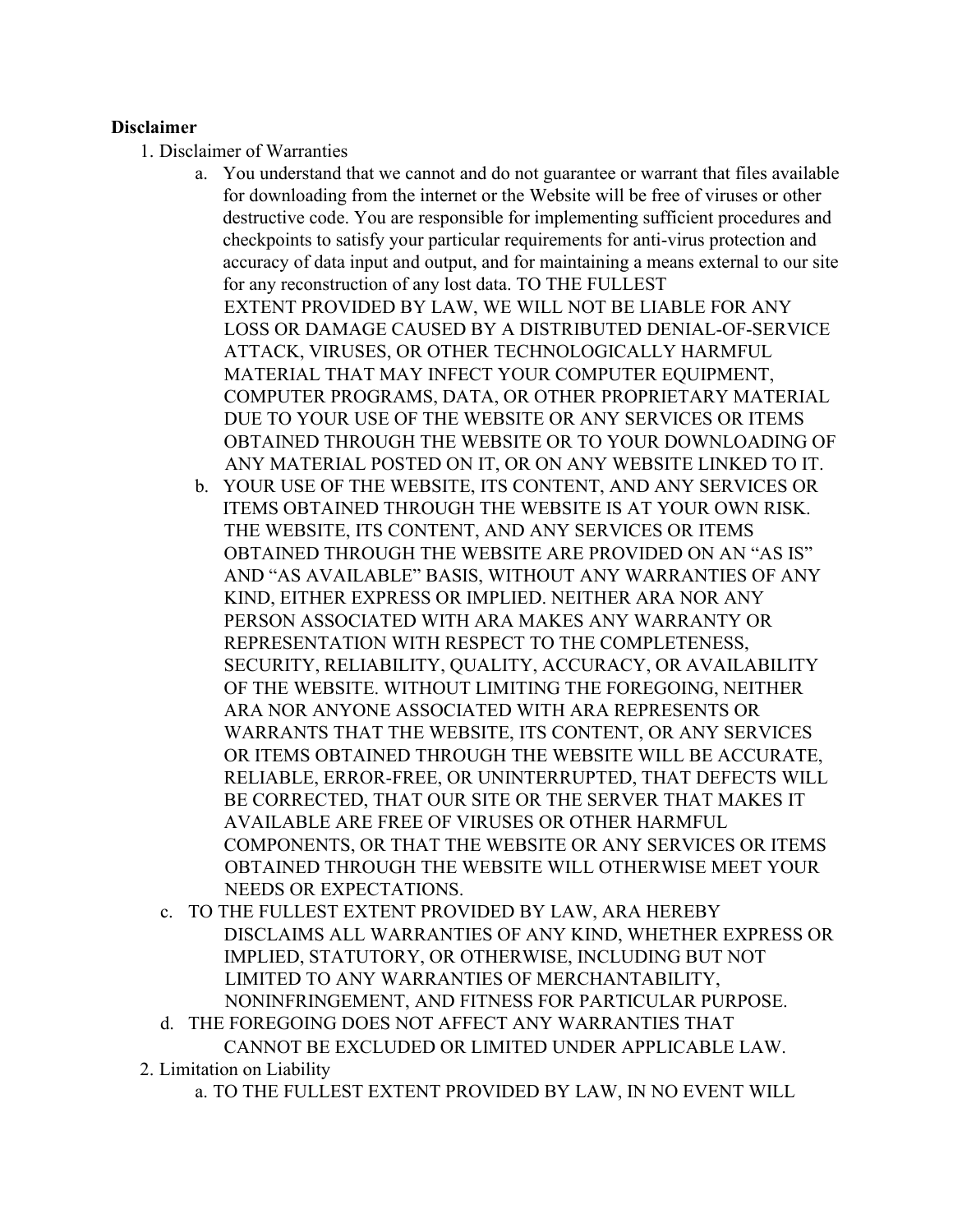**Disclaimer**

1. Disclaimer of Warranties
    a. You understand that we cannot and do not guarantee or warrant that files available for downloading from the internet or the Website will be free of viruses or other destructive code. You are responsible for implementing sufficient procedures and checkpoints to satisfy your particular requirements for anti-virus protection and accuracy of data input and output, and for maintaining a means external to our site for any reconstruction of any lost data. TO THE FULLEST EXTENT PROVIDED BY LAW, WE WILL NOT BE LIABLE FOR ANY LOSS OR DAMAGE CAUSED BY A DISTRIBUTED DENIAL-OF-SERVICE ATTACK, VIRUSES, OR OTHER TECHNOLOGICALLY HARMFUL MATERIAL THAT MAY INFECT YOUR COMPUTER EQUIPMENT, COMPUTER PROGRAMS, DATA, OR OTHER PROPRIETARY MATERIAL DUE TO YOUR USE OF THE WEBSITE OR ANY SERVICES OR ITEMS OBTAINED THROUGH THE WEBSITE OR TO YOUR DOWNLOADING OF ANY MATERIAL POSTED ON IT, OR ON ANY WEBSITE LINKED TO IT.
    b. YOUR USE OF THE WEBSITE, ITS CONTENT, AND ANY SERVICES OR ITEMS OBTAINED THROUGH THE WEBSITE IS AT YOUR OWN RISK. THE WEBSITE, ITS CONTENT, AND ANY SERVICES OR ITEMS OBTAINED THROUGH THE WEBSITE ARE PROVIDED ON AN "AS IS" AND "AS AVAILABLE" BASIS, WITHOUT ANY WARRANTIES OF ANY KIND, EITHER EXPRESS OR IMPLIED. NEITHER ARA NOR ANY PERSON ASSOCIATED WITH ARA MAKES ANY WARRANTY OR REPRESENTATION WITH RESPECT TO THE COMPLETENESS, SECURITY, RELIABILITY, QUALITY, ACCURACY, OR AVAILABILITY OF THE WEBSITE. WITHOUT LIMITING THE FOREGOING, NEITHER ARA NOR ANYONE ASSOCIATED WITH ARA REPRESENTS OR WARRANTS THAT THE WEBSITE, ITS CONTENT, OR ANY SERVICES OR ITEMS OBTAINED THROUGH THE WEBSITE WILL BE ACCURATE, RELIABLE, ERROR-FREE, OR UNINTERRUPTED, THAT DEFECTS WILL BE CORRECTED, THAT OUR SITE OR THE SERVER THAT MAKES IT AVAILABLE ARE FREE OF VIRUSES OR OTHER HARMFUL COMPONENTS, OR THAT THE WEBSITE OR ANY SERVICES OR ITEMS OBTAINED THROUGH THE WEBSITE WILL OTHERWISE MEET YOUR NEEDS OR EXPECTATIONS.
    c. TO THE FULLEST EXTENT PROVIDED BY LAW, ARA HEREBY DISCLAIMS ALL WARRANTIES OF ANY KIND, WHETHER EXPRESS OR IMPLIED, STATUTORY, OR OTHERWISE, INCLUDING BUT NOT LIMITED TO ANY WARRANTIES OF MERCHANTABILITY, NONINFRINGEMENT, AND FITNESS FOR PARTICULAR PURPOSE.
    d. THE FOREGOING DOES NOT AFFECT ANY WARRANTIES THAT CANNOT BE EXCLUDED OR LIMITED UNDER APPLICABLE LAW.
2. Limitation on Liability
    a. TO THE FULLEST EXTENT PROVIDED BY LAW, IN NO EVENT WILL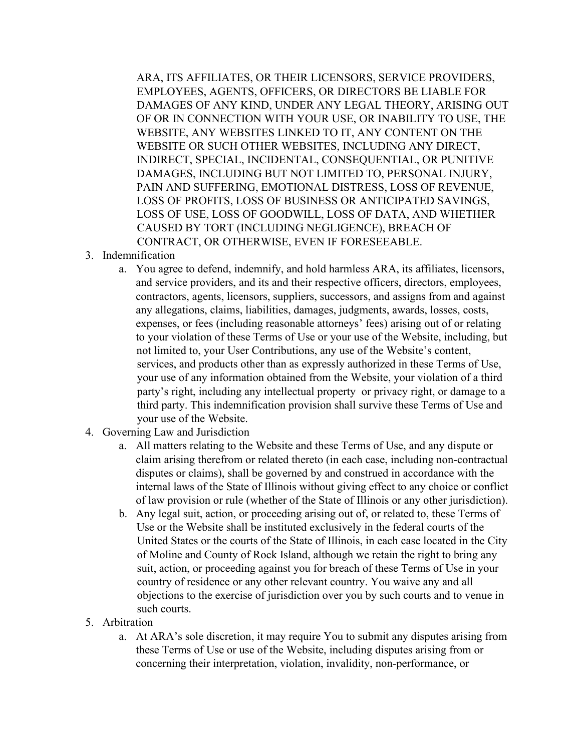ARA, ITS AFFILIATES, OR THEIR LICENSORS, SERVICE PROVIDERS, EMPLOYEES, AGENTS, OFFICERS, OR DIRECTORS BE LIABLE FOR DAMAGES OF ANY KIND, UNDER ANY LEGAL THEORY, ARISING OUT OF OR IN CONNECTION WITH YOUR USE, OR INABILITY TO USE, THE WEBSITE, ANY WEBSITES LINKED TO IT, ANY CONTENT ON THE WEBSITE OR SUCH OTHER WEBSITES, INCLUDING ANY DIRECT, INDIRECT, SPECIAL, INCIDENTAL, CONSEQUENTIAL, OR PUNITIVE DAMAGES, INCLUDING BUT NOT LIMITED TO, PERSONAL INJURY, PAIN AND SUFFERING, EMOTIONAL DISTRESS, LOSS OF REVENUE, LOSS OF PROFITS, LOSS OF BUSINESS OR ANTICIPATED SAVINGS, LOSS OF USE, LOSS OF GOODWILL, LOSS OF DATA, AND WHETHER CAUSED BY TORT (INCLUDING NEGLIGENCE), BREACH OF CONTRACT, OR OTHERWISE, EVEN IF FORESEEABLE.

3. Indemnification
    a. You agree to defend, indemnify, and hold harmless ARA, its affiliates, licensors, and service providers, and its and their respective officers, directors, employees, contractors, agents, licensors, suppliers, successors, and assigns from and against any allegations, claims, liabilities, damages, judgments, awards, losses, costs, expenses, or fees (including reasonable attorneys' fees) arising out of or relating to your violation of these Terms of Use or your use of the Website, including, but not limited to, your User Contributions, any use of the Website's content, services, and products other than as expressly authorized in these Terms of Use, your use of any information obtained from the Website, your violation of a third party's right, including any intellectual property or privacy right, or damage to a third party. This indemnification provision shall survive these Terms of Use and your use of the Website.
4. Governing Law and Jurisdiction
    a. All matters relating to the Website and these Terms of Use, and any dispute or claim arising therefrom or related thereto (in each case, including non-contractual disputes or claims), shall be governed by and construed in accordance with the internal laws of the State of Illinois without giving effect to any choice or conflict of law provision or rule (whether of the State of Illinois or any other jurisdiction).
    b. Any legal suit, action, or proceeding arising out of, or related to, these Terms of Use or the Website shall be instituted exclusively in the federal courts of the United States or the courts of the State of Illinois, in each case located in the City of Moline and County of Rock Island, although we retain the right to bring any suit, action, or proceeding against you for breach of these Terms of Use in your country of residence or any other relevant country. You waive any and all objections to the exercise of jurisdiction over you by such courts and to venue in such courts.
5. Arbitration
    a. At ARA's sole discretion, it may require You to submit any disputes arising from these Terms of Use or use of the Website, including disputes arising from or concerning their interpretation, violation, invalidity, non-performance, or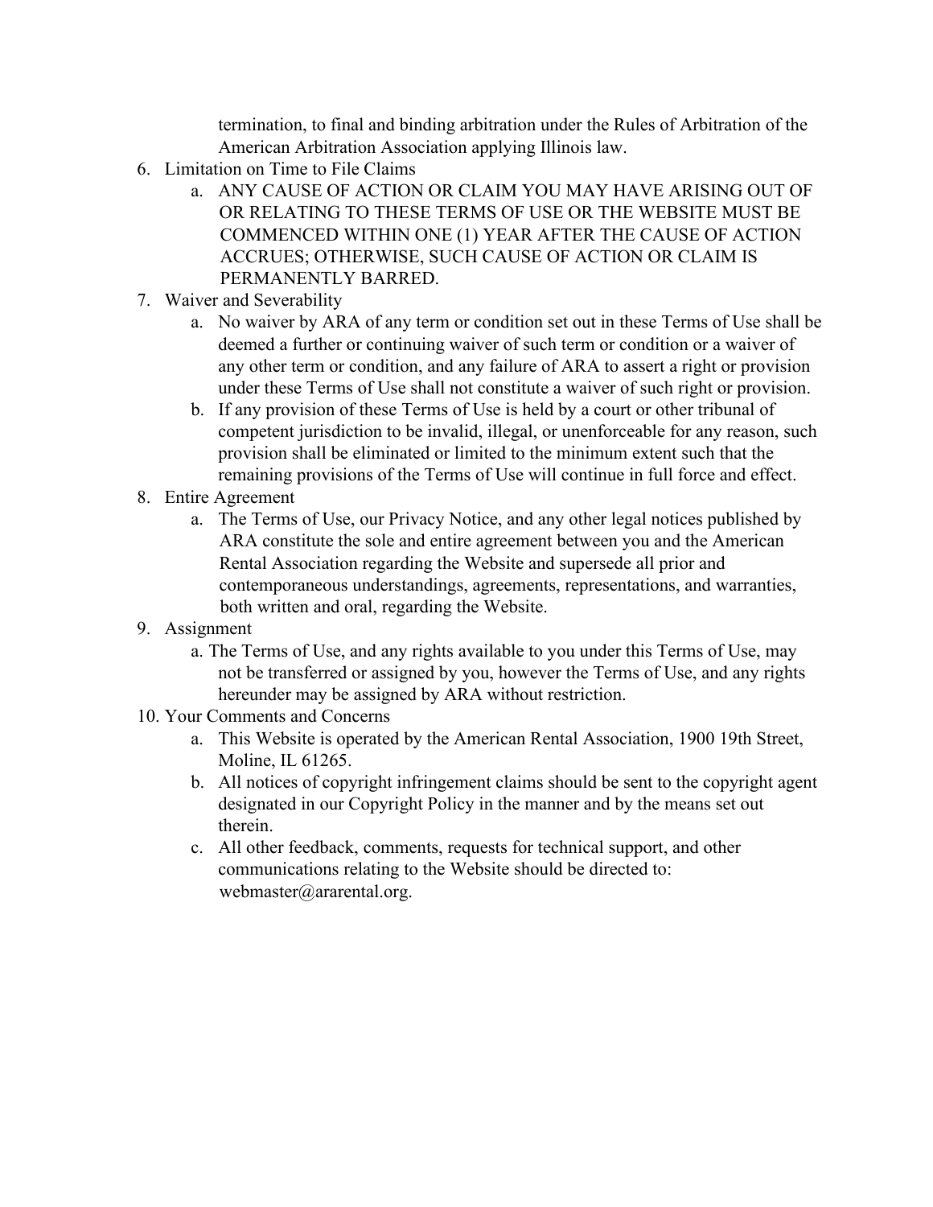termination, to final and binding arbitration under the Rules of Arbitration of the American Arbitration Association applying Illinois law.

6. Limitation on Time to File Claims
   a. ANY CAUSE OF ACTION OR CLAIM YOU MAY HAVE ARISING OUT OF OR RELATING TO THESE TERMS OF USE OR THE WEBSITE MUST BE COMMENCED WITHIN ONE (1) YEAR AFTER THE CAUSE OF ACTION ACCRUES; OTHERWISE, SUCH CAUSE OF ACTION OR CLAIM IS PERMANENTLY BARRED.
7. Waiver and Severability
   a. No waiver by ARA of any term or condition set out in these Terms of Use shall be deemed a further or continuing waiver of such term or condition or a waiver of any other term or condition, and any failure of ARA to assert a right or provision under these Terms of Use shall not constitute a waiver of such right or provision.
   b. If any provision of these Terms of Use is held by a court or other tribunal of competent jurisdiction to be invalid, illegal, or unenforceable for any reason, such provision shall be eliminated or limited to the minimum extent such that the remaining provisions of the Terms of Use will continue in full force and effect.
8. Entire Agreement
   a. The Terms of Use, our Privacy Notice, and any other legal notices published by ARA constitute the sole and entire agreement between you and the American Rental Association regarding the Website and supersede all prior and contemporaneous understandings, agreements, representations, and warranties, both written and oral, regarding the Website.
9. Assignment
   a. The Terms of Use, and any rights available to you under this Terms of Use, may not be transferred or assigned by you, however the Terms of Use, and any rights hereunder may be assigned by ARA without restriction.
10. Your Comments and Concerns
    a. This Website is operated by the American Rental Association, 1900 19th Street, Moline, IL 61265.
    b. All notices of copyright infringement claims should be sent to the copyright agent designated in our Copyright Policy in the manner and by the means set out therein.
    c. All other feedback, comments, requests for technical support, and other communications relating to the Website should be directed to: webmaster@ararental.org.